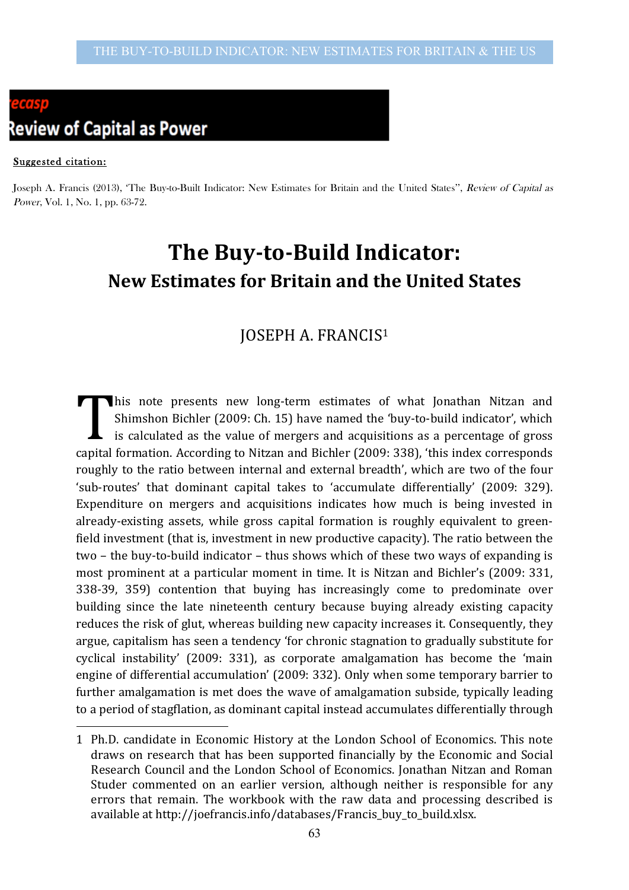**Review of Capital as Power**

Suggested citation:

Joseph A. Francis (2013), 'The Buy-to-Built Indicator: New Estimates for Britain and the United States'', *Review of Capital as Power*, Vol. 1, No. 1, pp. 63-72.

# The Buy-to-Build Indicator:

## New Estimates for Britain and the United States

JOSEPH A. FRANCIS[1]

This note presents new long-term estimates of what Jonathan Nitzan and Shimshon Bichler (2009: Ch. 15) have named the 'buy-to-build indicator', which is calculated as the value of mergers and acquisitions as a percentage of gross capital formation. According to Nitzan and Bichler (2009: 338), 'this index corresponds roughly to the ratio between internal and external breadth', which are two of the four 'sub-routes' that dominant capital takes to 'accumulate differentially' (2009: 329). Expenditure on mergers and acquisitions indicates how much is being invested in already-existing assets, while gross capital formation is roughly equivalent to green-field investment (that is, investment in new productive capacity). The ratio between the two – the buy-to-build indicator – thus shows which of these two ways of expanding is most prominent at a particular moment in time. It is Nitzan and Bichler's (2009: 331, 338-39, 359) contention that buying has increasingly come to predominate over building since the late nineteenth century because buying already existing capacity reduces the risk of glut, whereas building new capacity increases it. Consequently, they argue, capitalism has seen a tendency 'for chronic stagnation to gradually substitute for cyclical instability' (2009: 331), as corporate amalgamation has become the 'main engine of differential accumulation' (2009: 332). Only when some temporary barrier to further amalgamation is met does the wave of amalgamation subside, typically leading to a period of stagflation, as dominant capital instead accumulates differentially through

---

1 Ph.D. candidate in Economic History at the London School of Economics. This note draws on research that has been supported financially by the Economic and Social Research Council and the London School of Economics. Jonathan Nitzan and Roman Studer commented on an earlier version, although neither is responsible for any errors that remain. The workbook with the raw data and processing described is available at http://joefrancis.info/databases/Francis_buy_to_build.xlsx.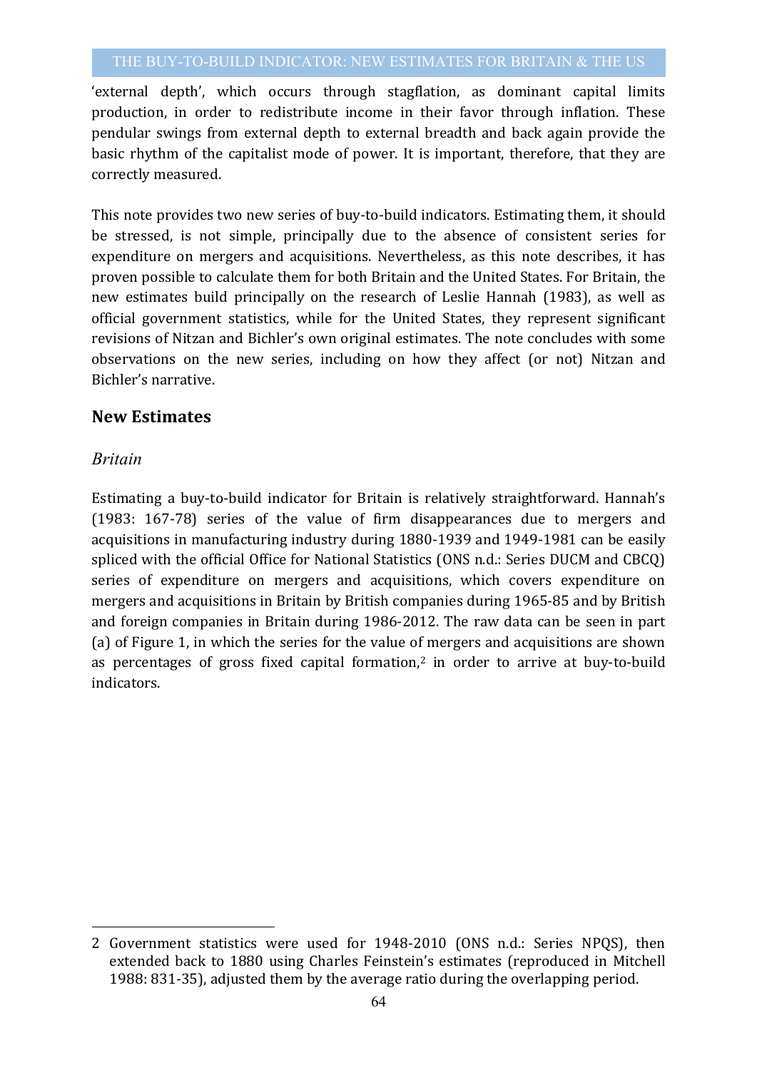'external depth', which occurs through stagflation, as dominant capital limits production, in order to redistribute income in their favor through inflation. These pendular swings from external depth to external breadth and back again provide the basic rhythm of the capitalist mode of power. It is important, therefore, that they are correctly measured.

This note provides two new series of buy-to-build indicators. Estimating them, it should be stressed, is not simple, principally due to the absence of consistent series for expenditure on mergers and acquisitions. Nevertheless, as this note describes, it has proven possible to calculate them for both Britain and the United States. For Britain, the new estimates build principally on the research of Leslie Hannah (1983), as well as official government statistics, while for the United States, they represent significant revisions of Nitzan and Bichler's own original estimates. The note concludes with some observations on the new series, including on how they affect (or not) Nitzan and Bichler's narrative.

## New Estimates

### *Britain*

Estimating a buy-to-build indicator for Britain is relatively straightforward. Hannah's (1983: 167-78) series of the value of firm disappearances due to mergers and acquisitions in manufacturing industry during 1880-1939 and 1949-1981 can be easily spliced with the official Office for National Statistics (ONS n.d.: Series DUCM and CBCQ) series of expenditure on mergers and acquisitions, which covers expenditure on mergers and acquisitions in Britain by British companies during 1965-85 and by British and foreign companies in Britain during 1986-2012. The raw data can be seen in part (a) of Figure 1, in which the series for the value of mergers and acquisitions are shown as percentages of gross fixed capital formation,[2] in order to arrive at buy-to-build indicators.

---

2 Government statistics were used for 1948-2010 (ONS n.d.: Series NPQS), then extended back to 1880 using Charles Feinstein's estimates (reproduced in Mitchell 1988: 831-35), adjusted them by the average ratio during the overlapping period.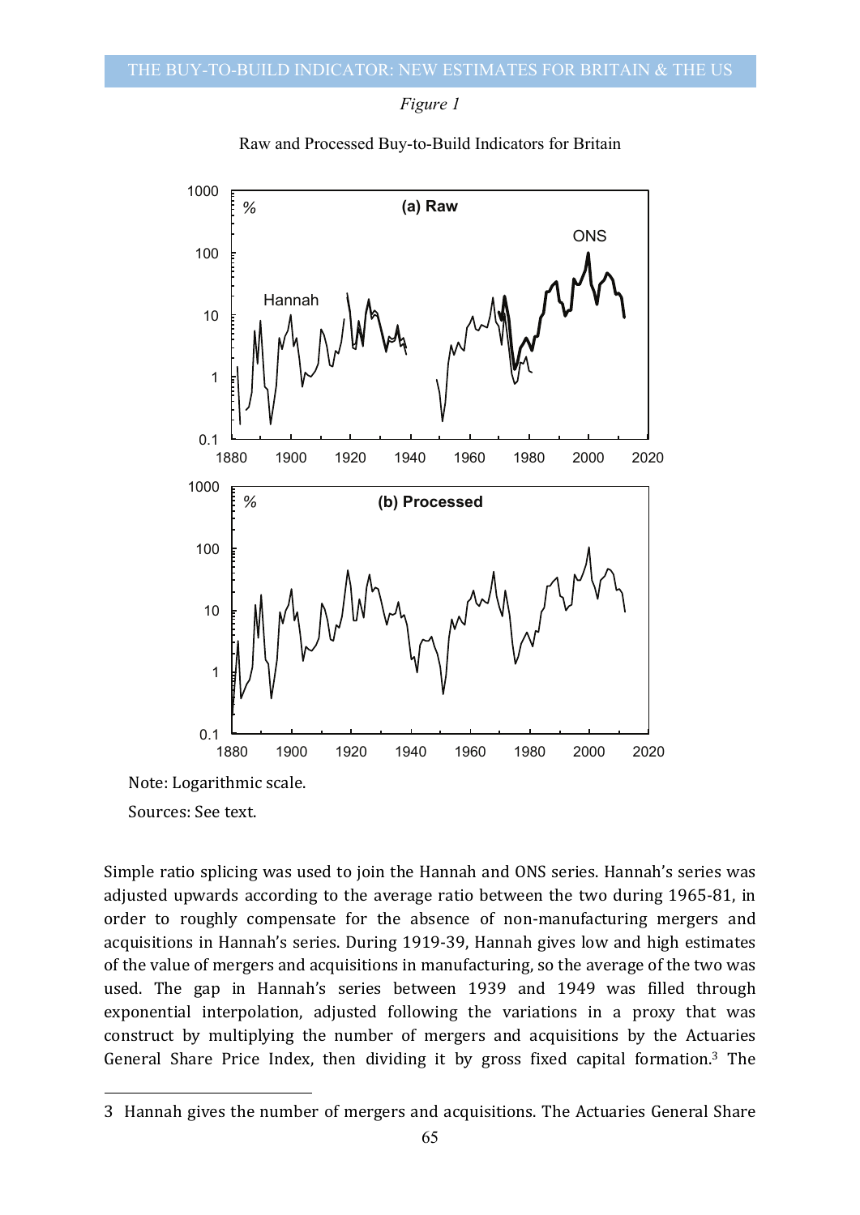*Figure 1*

Raw and Processed Buy-to-Build Indicators for Britain

Note: Logarithmic scale.

Sources: See text.

Simple ratio splicing was used to join the Hannah and ONS series. Hannah's series was adjusted upwards according to the average ratio between the two during 1965-81, in order to roughly compensate for the absence of non-manufacturing mergers and acquisitions in Hannah's series. During 1919-39, Hannah gives low and high estimates of the value of mergers and acquisitions in manufacturing, so the average of the two was used. The gap in Hannah's series between 1939 and 1949 was filled through exponential interpolation, adjusted following the variations in a proxy that was construct by multiplying the number of mergers and acquisitions by the Actuaries General Share Price Index, then dividing it by gross fixed capital formation.[3] The

---

3 Hannah gives the number of mergers and acquisitions. The Actuaries General Share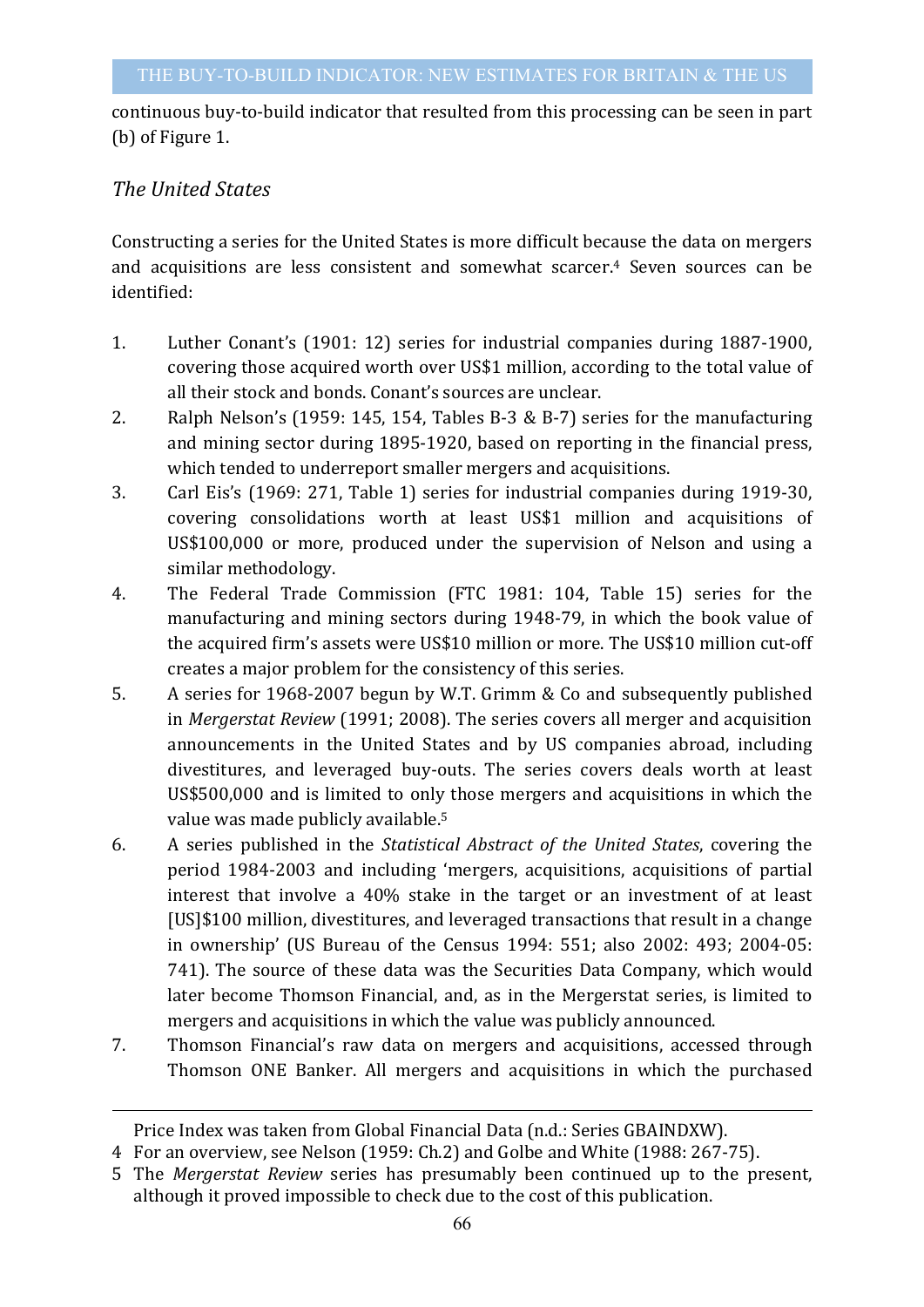continuous buy-to-build indicator that resulted from this processing can be seen in part (b) of Figure 1.

### *The United States*

Constructing a series for the United States is more difficult because the data on mergers and acquisitions are less consistent and somewhat scarcer.[4] Seven sources can be identified:

1. Luther Conant's (1901: 12) series for industrial companies during 1887-1900, covering those acquired worth over US$1 million, according to the total value of all their stock and bonds. Conant's sources are unclear.
2. Ralph Nelson's (1959: 145, 154, Tables B-3 & B-7) series for the manufacturing and mining sector during 1895-1920, based on reporting in the financial press, which tended to underreport smaller mergers and acquisitions.
3. Carl Eis's (1969: 271, Table 1) series for industrial companies during 1919-30, covering consolidations worth at least US$1 million and acquisitions of US$100,000 or more, produced under the supervision of Nelson and using a similar methodology.
4. The Federal Trade Commission (FTC 1981: 104, Table 15) series for the manufacturing and mining sectors during 1948-79, in which the book value of the acquired firm's assets were US$10 million or more. The US$10 million cut-off creates a major problem for the consistency of this series.
5. A series for 1968-2007 begun by W.T. Grimm & Co and subsequently published in *Mergerstat Review* (1991; 2008). The series covers all merger and acquisition announcements in the United States and by US companies abroad, including divestitures, and leveraged buy-outs. The series covers deals worth at least US$500,000 and is limited to only those mergers and acquisitions in which the value was made publicly available.[5]
6. A series published in the *Statistical Abstract of the United States*, covering the period 1984-2003 and including 'mergers, acquisitions, acquisitions of partial interest that involve a 40% stake in the target or an investment of at least [US]$100 million, divestitures, and leveraged transactions that result in a change in ownership' (US Bureau of the Census 1994: 551; also 2002: 493; 2004-05: 741). The source of these data was the Securities Data Company, which would later become Thomson Financial, and, as in the Mergerstat series, is limited to mergers and acquisitions in which the value was publicly announced.
7. Thomson Financial's raw data on mergers and acquisitions, accessed through Thomson ONE Banker. All mergers and acquisitions in which the purchased

---

Price Index was taken from Global Financial Data (n.d.: Series GBAINDXW).

4 For an overview, see Nelson (1959: Ch.2) and Golbe and White (1988: 267-75).

5 The *Mergerstat Review* series has presumably been continued up to the present, although it proved impossible to check due to the cost of this publication.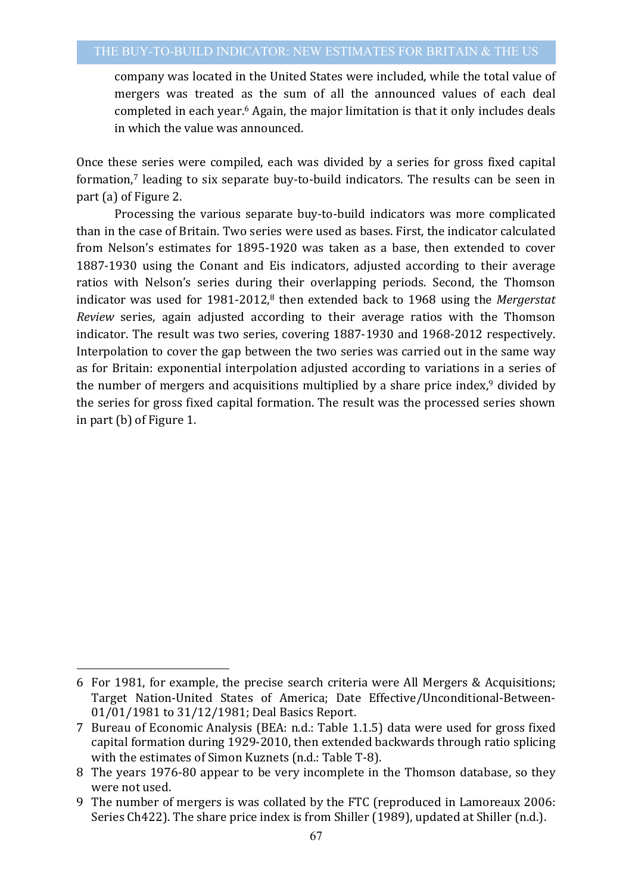company was located in the United States were included, while the total value of mergers was treated as the sum of all the announced values of each deal completed in each year.[6] Again, the major limitation is that it only includes deals in which the value was announced.

Once these series were compiled, each was divided by a series for gross fixed capital formation,[7] leading to six separate buy-to-build indicators. The results can be seen in part (a) of Figure 2.

Processing the various separate buy-to-build indicators was more complicated than in the case of Britain. Two series were used as bases. First, the indicator calculated from Nelson's estimates for 1895-1920 was taken as a base, then extended to cover 1887-1930 using the Conant and Eis indicators, adjusted according to their average ratios with Nelson's series during their overlapping periods. Second, the Thomson indicator was used for 1981-2012,[8] then extended back to 1968 using the *Mergerstat Review* series, again adjusted according to their average ratios with the Thomson indicator. The result was two series, covering 1887-1930 and 1968-2012 respectively. Interpolation to cover the gap between the two series was carried out in the same way as for Britain: exponential interpolation adjusted according to variations in a series of the number of mergers and acquisitions multiplied by a share price index,[9] divided by the series for gross fixed capital formation. The result was the processed series shown in part (b) of Figure 1.

---

6 For 1981, for example, the precise search criteria were All Mergers & Acquisitions; Target Nation-United States of America; Date Effective/Unconditional-Between-01/01/1981 to 31/12/1981; Deal Basics Report.

7 Bureau of Economic Analysis (BEA: n.d.: Table 1.1.5) data were used for gross fixed capital formation during 1929-2010, then extended backwards through ratio splicing with the estimates of Simon Kuznets (n.d.: Table T-8).

8 The years 1976-80 appear to be very incomplete in the Thomson database, so they were not used.

9 The number of mergers is was collated by the FTC (reproduced in Lamoreaux 2006: Series Ch422). The share price index is from Shiller (1989), updated at Shiller (n.d.).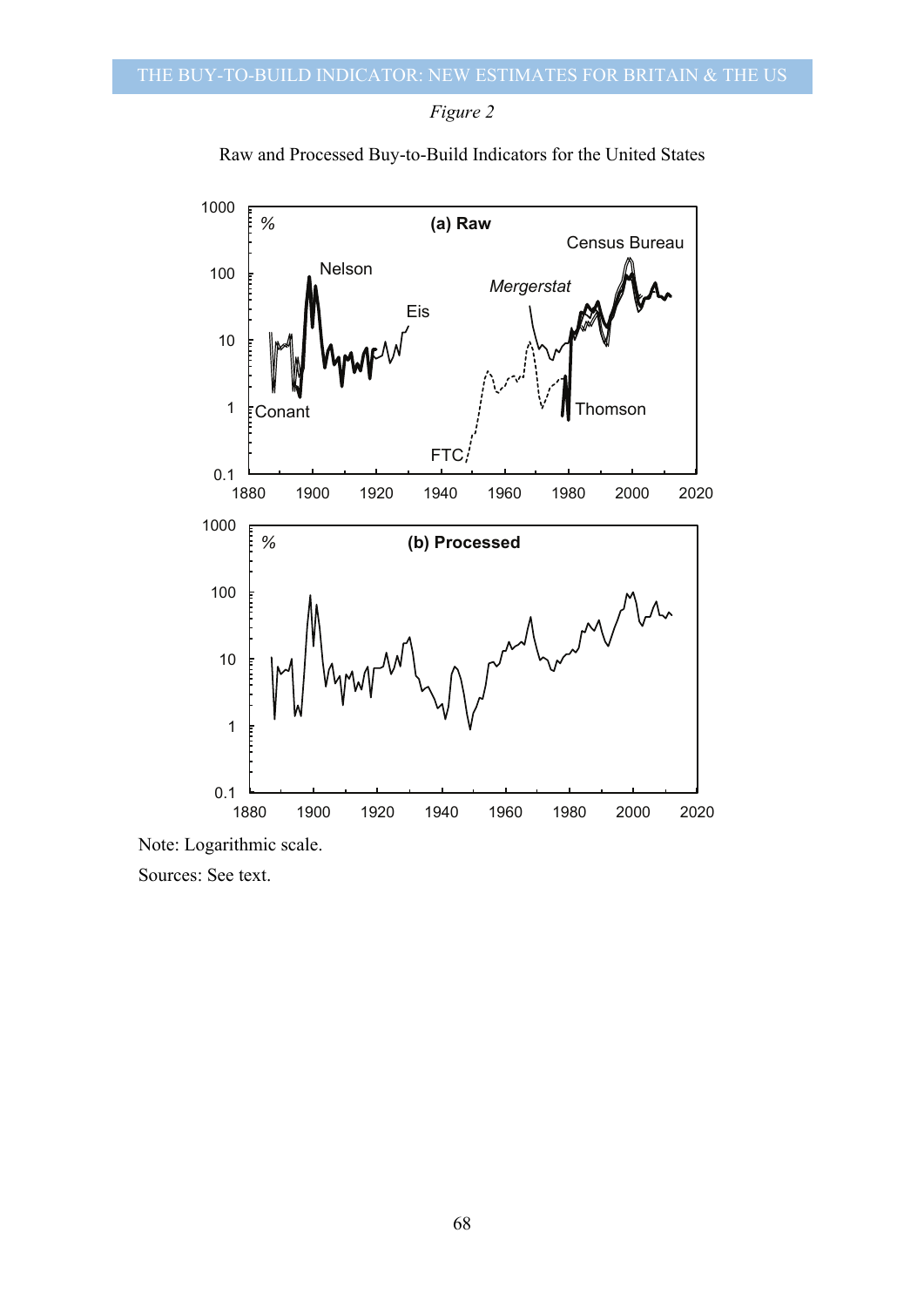*Figure 2*

Raw and Processed Buy-to-Build Indicators for the United States

Note: Logarithmic scale.

Sources: See text.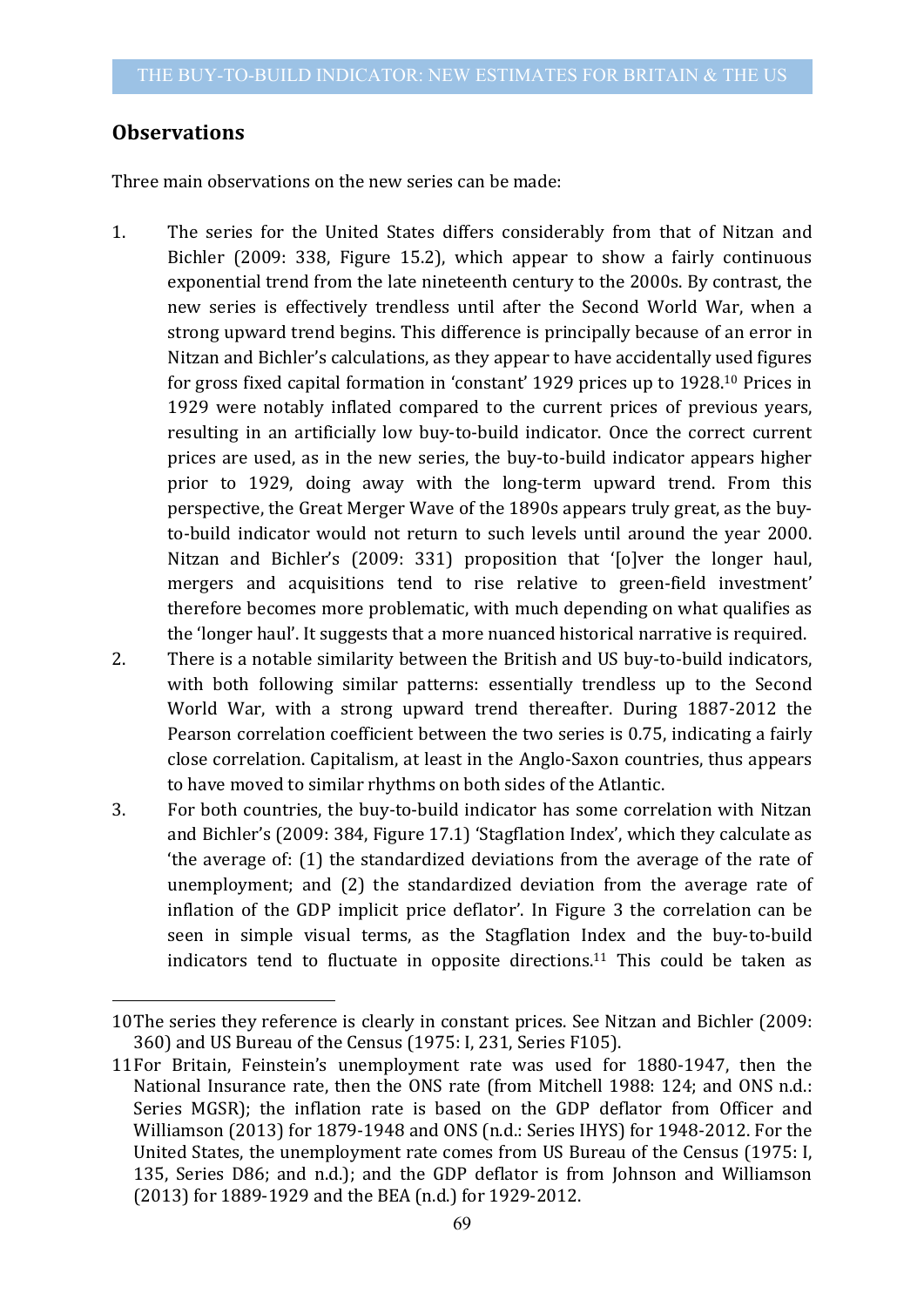## Observations

Three main observations on the new series can be made:

1. The series for the United States differs considerably from that of Nitzan and Bichler (2009: 338, Figure 15.2), which appear to show a fairly continuous exponential trend from the late nineteenth century to the 2000s. By contrast, the new series is effectively trendless until after the Second World War, when a strong upward trend begins. This difference is principally because of an error in Nitzan and Bichler's calculations, as they appear to have accidentally used figures for gross fixed capital formation in 'constant' 1929 prices up to 1928.[10] Prices in 1929 were notably inflated compared to the current prices of previous years, resulting in an artificially low buy-to-build indicator. Once the correct current prices are used, as in the new series, the buy-to-build indicator appears higher prior to 1929, doing away with the long-term upward trend. From this perspective, the Great Merger Wave of the 1890s appears truly great, as the buy-to-build indicator would not return to such levels until around the year 2000. Nitzan and Bichler's (2009: 331) proposition that '[o]ver the longer haul, mergers and acquisitions tend to rise relative to green-field investment' therefore becomes more problematic, with much depending on what qualifies as the 'longer haul'. It suggests that a more nuanced historical narrative is required.
2. There is a notable similarity between the British and US buy-to-build indicators, with both following similar patterns: essentially trendless up to the Second World War, with a strong upward trend thereafter. During 1887-2012 the Pearson correlation coefficient between the two series is 0.75, indicating a fairly close correlation. Capitalism, at least in the Anglo-Saxon countries, thus appears to have moved to similar rhythms on both sides of the Atlantic.
3. For both countries, the buy-to-build indicator has some correlation with Nitzan and Bichler's (2009: 384, Figure 17.1) 'Stagflation Index', which they calculate as 'the average of: (1) the standardized deviations from the average of the rate of unemployment; and (2) the standardized deviation from the average rate of inflation of the GDP implicit price deflator'. In Figure 3 the correlation can be seen in simple visual terms, as the Stagflation Index and the buy-to-build indicators tend to fluctuate in opposite directions.[11] This could be taken as

---

[10] The series they reference is clearly in constant prices. See Nitzan and Bichler (2009: 360) and US Bureau of the Census (1975: I, 231, Series F105).

[11] For Britain, Feinstein's unemployment rate was used for 1880-1947, then the National Insurance rate, then the ONS rate (from Mitchell 1988: 124; and ONS n.d.: Series MGSR); the inflation rate is based on the GDP deflator from Officer and Williamson (2013) for 1879-1948 and ONS (n.d.: Series IHYS) for 1948-2012. For the United States, the unemployment rate comes from US Bureau of the Census (1975: I, 135, Series D86; and n.d.); and the GDP deflator is from Johnson and Williamson (2013) for 1889-1929 and the BEA (n.d.) for 1929-2012.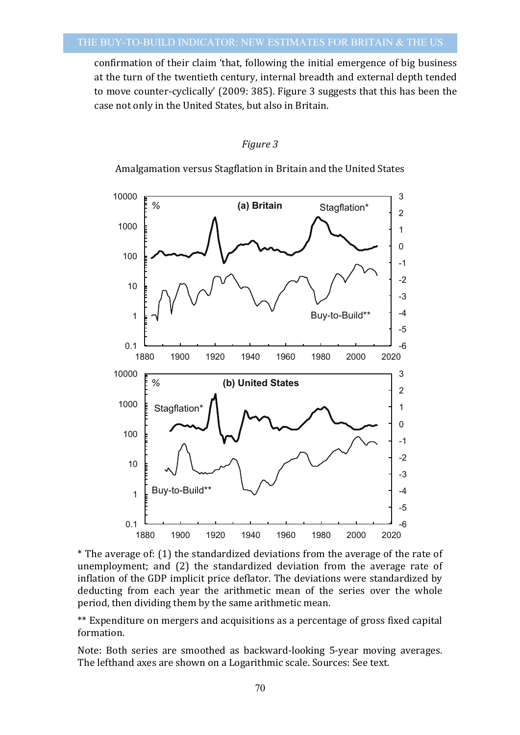confirmation of their claim 'that, following the initial emergence of big business at the turn of the twentieth century, internal breadth and external depth tended to move counter-cyclically' (2009: 385). Figure 3 suggests that this has been the case not only in the United States, but also in Britain.

*Figure 3*

Amalgamation versus Stagflation in Britain and the United States

\* The average of: (1) the standardized deviations from the average of the rate of unemployment; and (2) the standardized deviation from the average rate of inflation of the GDP implicit price deflator. The deviations were standardized by deducting from each year the arithmetic mean of the series over the whole period, then dividing them by the same arithmetic mean.

\*\* Expenditure on mergers and acquisitions as a percentage of gross fixed capital formation.

Note: Both series are smoothed as backward-looking 5-year moving averages. The lefthand axes are shown on a Logarithmic scale. Sources: See text.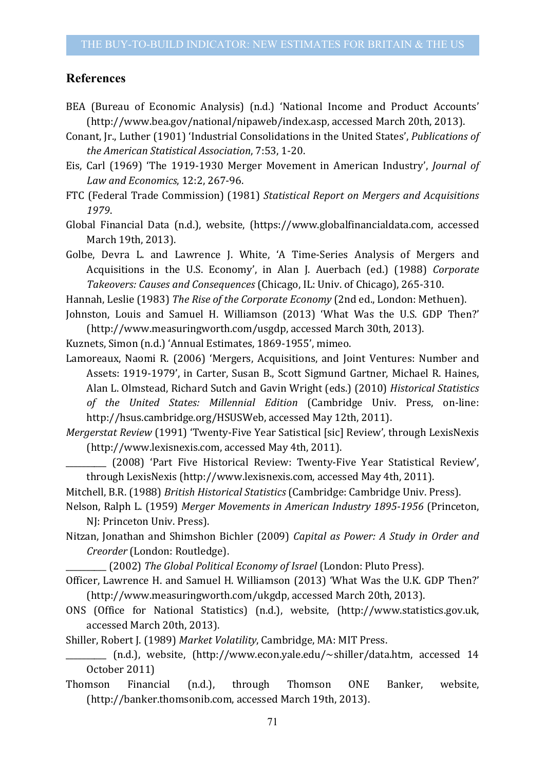## References

BEA (Bureau of Economic Analysis) (n.d.) 'National Income and Product Accounts' (http://www.bea.gov/national/nipaweb/index.asp, accessed March 20th, 2013).

Conant, Jr., Luther (1901) 'Industrial Consolidations in the United States', *Publications of the American Statistical Association*, 7:53, 1-20.

Eis, Carl (1969) 'The 1919-1930 Merger Movement in American Industry', *Journal of Law and Economics*, 12:2, 267-96.

FTC (Federal Trade Commission) (1981) *Statistical Report on Mergers and Acquisitions 1979*.

Global Financial Data (n.d.), website, (https://www.globalfinancialdata.com, accessed March 19th, 2013).

Golbe, Devra L. and Lawrence J. White, 'A Time-Series Analysis of Mergers and Acquisitions in the U.S. Economy', in Alan J. Auerbach (ed.) (1988) *Corporate Takeovers: Causes and Consequences* (Chicago, IL: Univ. of Chicago), 265-310.

Hannah, Leslie (1983) *The Rise of the Corporate Economy* (2nd ed., London: Methuen).

Johnston, Louis and Samuel H. Williamson (2013) 'What Was the U.S. GDP Then?' (http://www.measuringworth.com/usgdp, accessed March 30th, 2013).

Kuznets, Simon (n.d.) 'Annual Estimates, 1869-1955', mimeo.

Lamoreaux, Naomi R. (2006) 'Mergers, Acquisitions, and Joint Ventures: Number and Assets: 1919-1979', in Carter, Susan B., Scott Sigmund Gartner, Michael R. Haines, Alan L. Olmstead, Richard Sutch and Gavin Wright (eds.) (2010) *Historical Statistics of the United States: Millennial Edition* (Cambridge Univ. Press, on-line: http://hsus.cambridge.org/HSUSWeb, accessed May 12th, 2011).

*Mergerstat Review* (1991) 'Twenty-Five Year Satistical [sic] Review', through LexisNexis (http://www.lexisnexis.com, accessed May 4th, 2011).

_________ (2008) 'Part Five Historical Review: Twenty-Five Year Statistical Review', through LexisNexis (http://www.lexisnexis.com, accessed May 4th, 2011).

Mitchell, B.R. (1988) *British Historical Statistics* (Cambridge: Cambridge Univ. Press).

Nelson, Ralph L. (1959) *Merger Movements in American Industry 1895-1956* (Princeton, NJ: Princeton Univ. Press).

Nitzan, Jonathan and Shimshon Bichler (2009) *Capital as Power: A Study in Order and Creorder* (London: Routledge).

_________ (2002) *The Global Political Economy of Israel* (London: Pluto Press).

Officer, Lawrence H. and Samuel H. Williamson (2013) 'What Was the U.K. GDP Then?' (http://www.measuringworth.com/ukgdp, accessed March 20th, 2013).

ONS (Office for National Statistics) (n.d.), website, (http://www.statistics.gov.uk, accessed March 20th, 2013).

Shiller, Robert J. (1989) *Market Volatility*, Cambridge, MA: MIT Press.

_________ (n.d.), website, (http://www.econ.yale.edu/~shiller/data.htm, accessed 14 October 2011)

Thomson Financial (n.d.), through Thomson ONE Banker, website, (http://banker.thomsonib.com, accessed March 19th, 2013).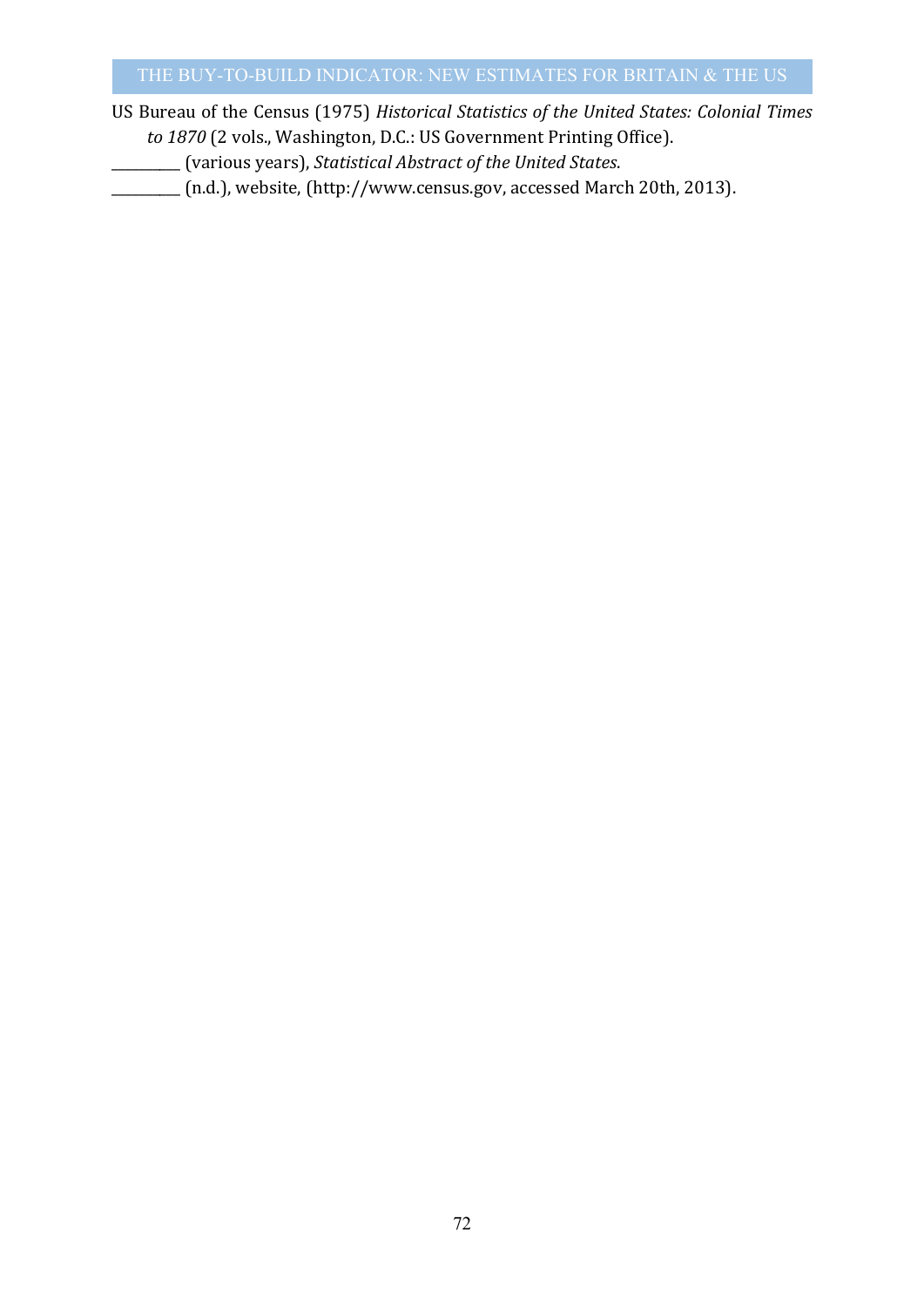US Bureau of the Census (1975) *Historical Statistics of the United States: Colonial Times to 1870* (2 vols., Washington, D.C.: US Government Printing Office).

__________ (various years), *Statistical Abstract of the United States*.

__________ (n.d.), website, (http://www.census.gov, accessed March 20th, 2013).